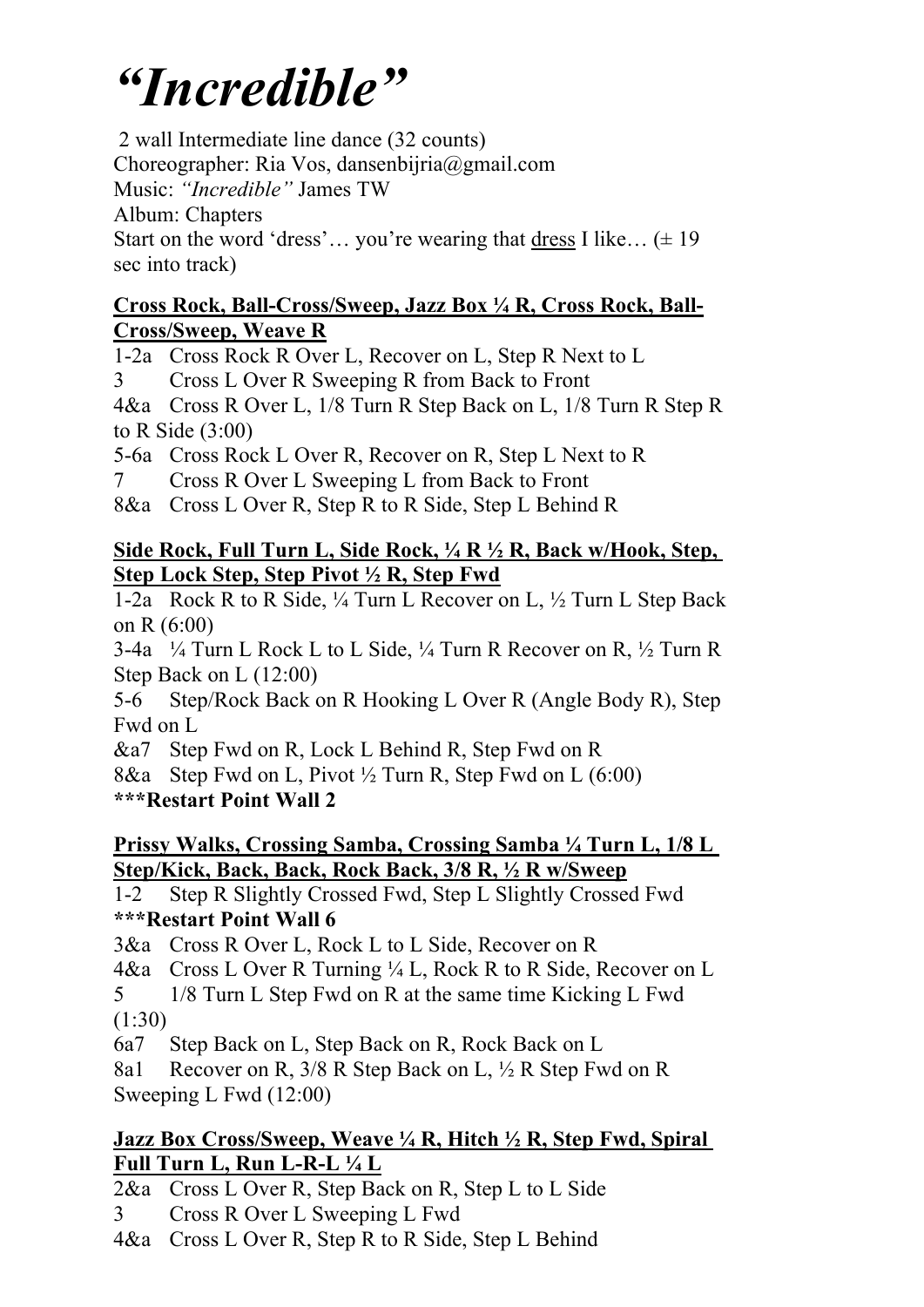// *"Incredible"*

2 wall Intermediate line dance (32 counts)
Choreographer: Ria Vos, dansenbijria@gmail.com
Music: *"Incredible"* James TW
Album: Chapters
Start on the word 'dress'… you're wearing that dress I like… (± 19 sec into track)

**Cross Rock, Ball-Cross/Sweep, Jazz Box ¼ R, Cross Rock, Ball-Cross/Sweep, Weave R**

1-2a Cross Rock R Over L, Recover on L, Step R Next to L
3 Cross L Over R Sweeping R from Back to Front
4&a Cross R Over L, 1/8 Turn R Step Back on L, 1/8 Turn R Step R to R Side (3:00)
5-6a Cross Rock L Over R, Recover on R, Step L Next to R
7 Cross R Over L Sweeping L from Back to Front
8&a Cross L Over R, Step R to R Side, Step L Behind R

**Side Rock, Full Turn L, Side Rock, ¼ R ½ R, Back w/Hook, Step, Step Lock Step, Step Pivot ½ R, Step Fwd**

1-2a Rock R to R Side, ¼ Turn L Recover on L, ½ Turn L Step Back on R (6:00)
3-4a ¼ Turn L Rock L to L Side, ¼ Turn R Recover on R, ½ Turn R Step Back on L (12:00)
5-6 Step/Rock Back on R Hooking L Over R (Angle Body R), Step Fwd on L
&a7 Step Fwd on R, Lock L Behind R, Step Fwd on R
8&a Step Fwd on L, Pivot ½ Turn R, Step Fwd on L (6:00)
**\*\*\*Restart Point Wall 2**

**Prissy Walks, Crossing Samba, Crossing Samba ¼ Turn L, 1/8 L Step/Kick, Back, Back, Rock Back, 3/8 R, ½ R w/Sweep**

1-2 Step R Slightly Crossed Fwd, Step L Slightly Crossed Fwd
**\*\*\*Restart Point Wall 6**
3&a Cross R Over L, Rock L to L Side, Recover on R
4&a Cross L Over R Turning ¼ L, Rock R to R Side, Recover on L
5 1/8 Turn L Step Fwd on R at the same time Kicking L Fwd (1:30)
6a7 Step Back on L, Step Back on R, Rock Back on L
8a1 Recover on R, 3/8 R Step Back on L, ½ R Step Fwd on R Sweeping L Fwd (12:00)

**Jazz Box Cross/Sweep, Weave ¼ R, Hitch ½ R, Step Fwd, Spiral Full Turn L, Run L-R-L ¼ L**

2&a Cross L Over R, Step Back on R, Step L to L Side
3 Cross R Over L Sweeping L Fwd
4&a Cross L Over R, Step R to R Side, Step L Behind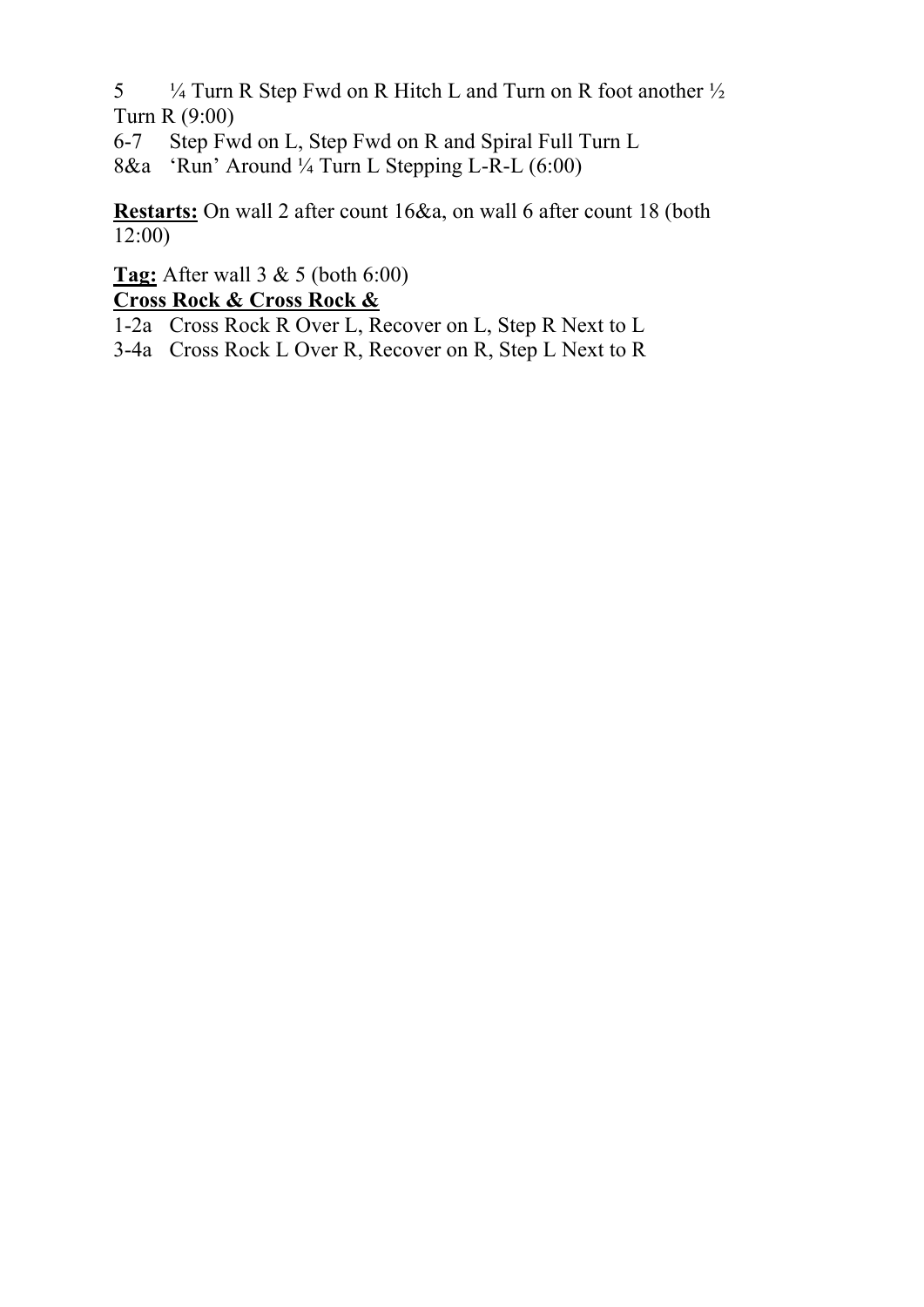5 ¼ Turn R Step Fwd on R Hitch L and Turn on R foot another ½ Turn R (9:00)
6-7 Step Fwd on L, Step Fwd on R and Spiral Full Turn L
8&a 'Run' Around ¼ Turn L Stepping L-R-L (6:00)

**Restarts:** On wall 2 after count 16&a, on wall 6 after count 18 (both 12:00)

**Tag:** After wall 3 & 5 (both 6:00)
**Cross Rock & Cross Rock &**
1-2a Cross Rock R Over L, Recover on L, Step R Next to L
3-4a Cross Rock L Over R, Recover on R, Step L Next to R